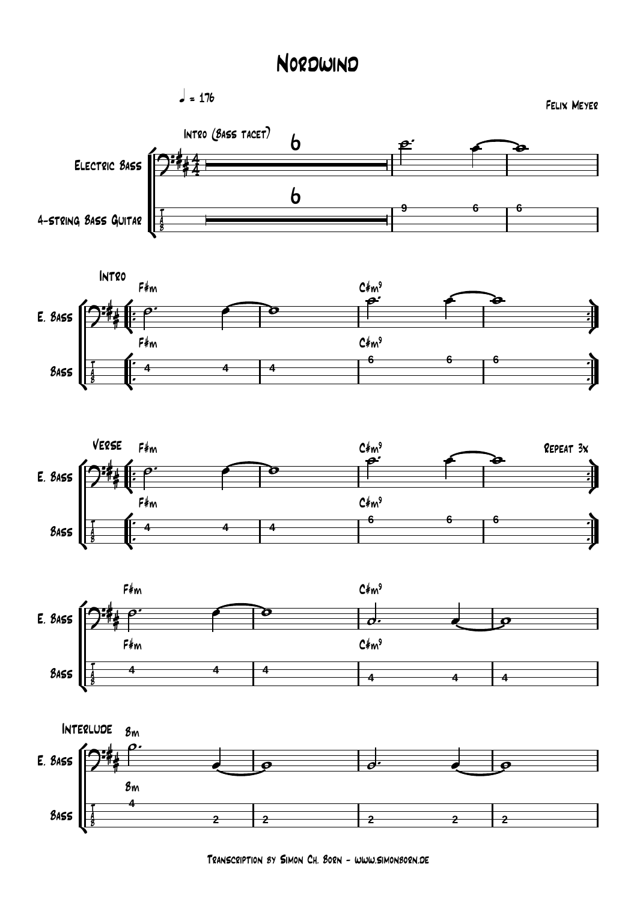# Nordwind

♩ = 176

Felix Meyer

Intro (Bass tacet)

Electric Bass

4-string Bass Guitar

Intro

E. Bass

Bass

F♯m C♯m9

Verse

F♯m C♯m9

Repeat 3x

F♯m C♯m9

Interlude

Bm

Transcription by Simon Ch. Born - www.simonborn.de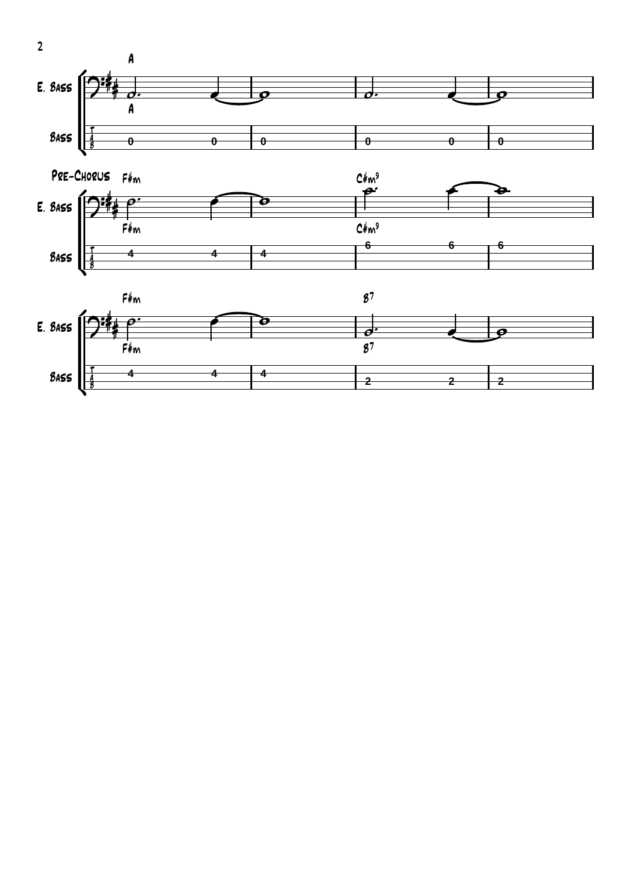E. Bass

Bass

A

Pre-Chorus

F#m

C#m9

F#m

B7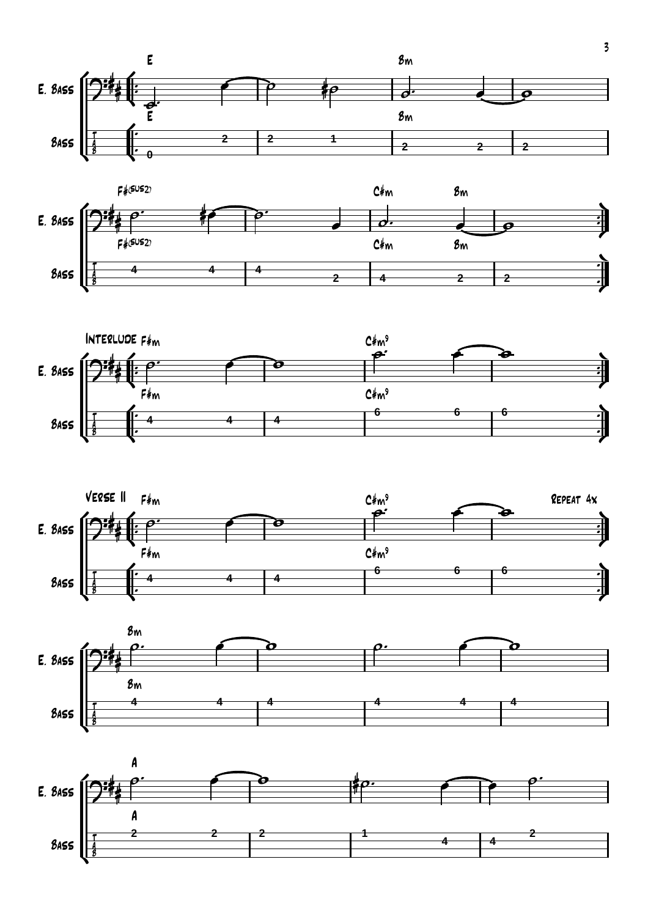E — Bm

F♯(sus2) — C♯m — Bm

## Interlude

F♯m — C♯m9

## Verse II

F♯m — C♯m9

Repeat 4x

Bm

A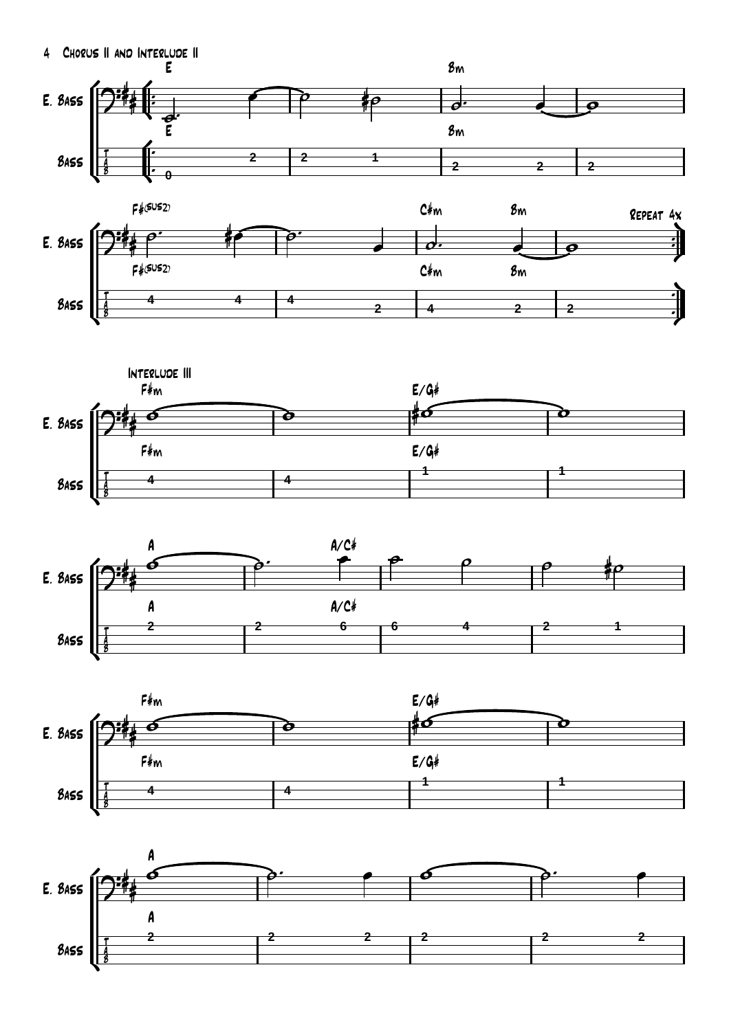## Chorus II and Interlude II

Repeat 4x

## Interlude III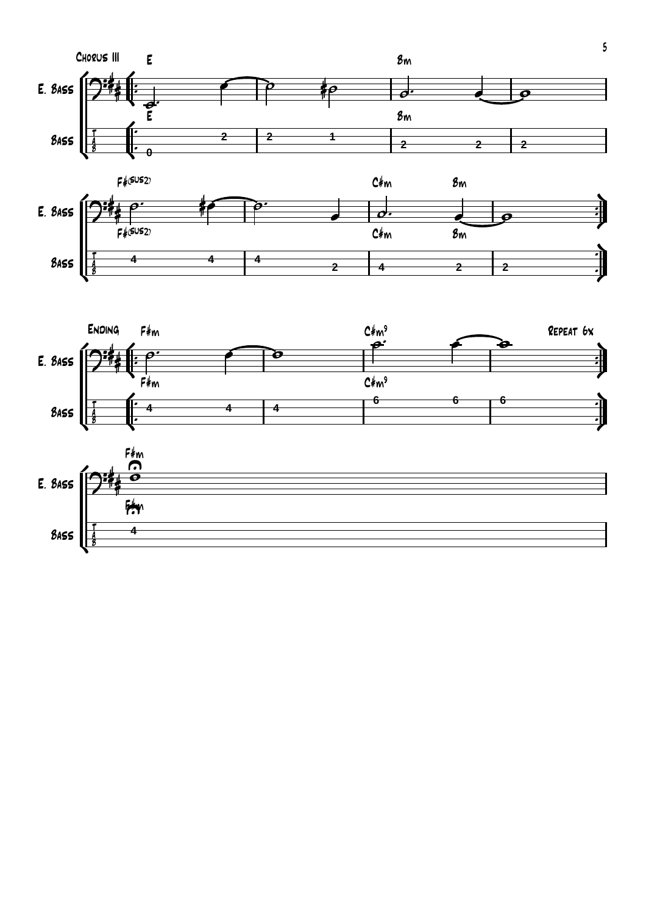Chorus III

E Bm

F♯(sus2) C♯m Bm

Ending

F♯m C♯m9

Repeat 6x

F♯m